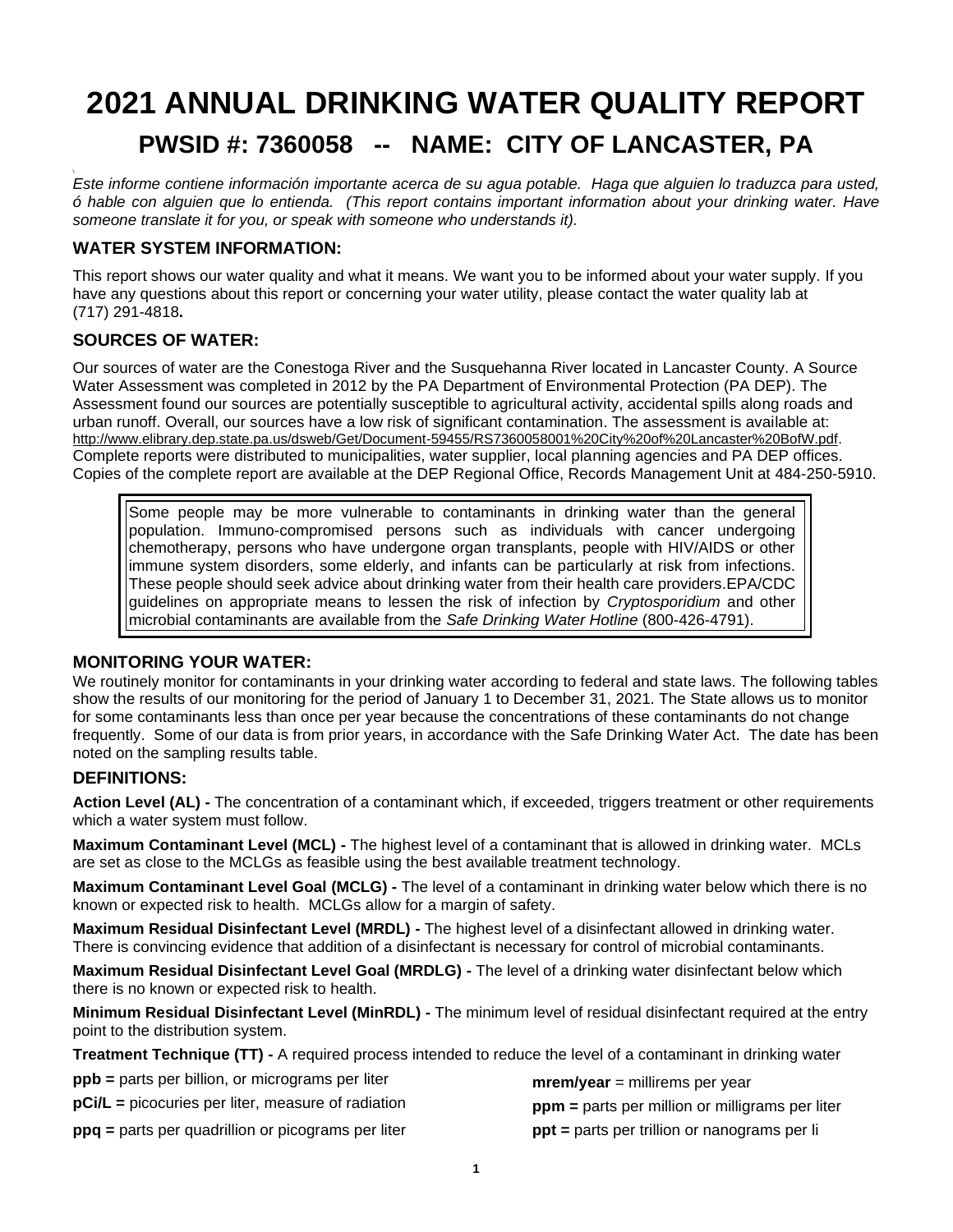# 2021 ANNUAL DRINKING WATER QUALITY REPORT

## PWSID #: 7360058 -- NAME: CITY OF LANCASTER, PA

*Este informe contiene información importante acerca de su agua potable. Haga que alguien lo traduzca para usted, ó hable con alguien que lo entienda. (This report contains important information about your drinking water. Have someone translate it for you, or speak with someone who understands it).*

### WATER SYSTEM INFORMATION:

This report shows our water quality and what it means. We want you to be informed about your water supply. If you have any questions about this report or concerning your water utility, please contact the water quality lab at (717) 291-4818**.**

### SOURCES OF WATER:

Our sources of water are the Conestoga River and the Susquehanna River located in Lancaster County. A Source Water Assessment was completed in 2012 by the PA Department of Environmental Protection (PA DEP). The Assessment found our sources are potentially susceptible to agricultural activity, accidental spills along roads and urban runoff. Overall, our sources have a low risk of significant contamination. The assessment is available at: http://www.elibrary.dep.state.pa.us/dsweb/Get/Document-59455/RS7360058001%20City%20of%20Lancaster%20BofW.pdf. Complete reports were distributed to municipalities, water supplier, local planning agencies and PA DEP offices. Copies of the complete report are available at the DEP Regional Office, Records Management Unit at 484-250-5910.

> Some people may be more vulnerable to contaminants in drinking water than the general population. Immuno-compromised persons such as individuals with cancer undergoing chemotherapy, persons who have undergone organ transplants, people with HIV/AIDS or other immune system disorders, some elderly, and infants can be particularly at risk from infections. These people should seek advice about drinking water from their health care providers.EPA/CDC guidelines on appropriate means to lessen the risk of infection by *Cryptosporidium* and other microbial contaminants are available from the *Safe Drinking Water Hotline* (800-426-4791).

### MONITORING YOUR WATER:

We routinely monitor for contaminants in your drinking water according to federal and state laws. The following tables show the results of our monitoring for the period of January 1 to December 31, 2021. The State allows us to monitor for some contaminants less than once per year because the concentrations of these contaminants do not change frequently. Some of our data is from prior years, in accordance with the Safe Drinking Water Act. The date has been noted on the sampling results table.

### DEFINITIONS:

**Action Level (AL) -** The concentration of a contaminant which, if exceeded, triggers treatment or other requirements which a water system must follow.

**Maximum Contaminant Level (MCL) -** The highest level of a contaminant that is allowed in drinking water. MCLs are set as close to the MCLGs as feasible using the best available treatment technology.

**Maximum Contaminant Level Goal (MCLG) -** The level of a contaminant in drinking water below which there is no known or expected risk to health. MCLGs allow for a margin of safety.

**Maximum Residual Disinfectant Level (MRDL) -** The highest level of a disinfectant allowed in drinking water. There is convincing evidence that addition of a disinfectant is necessary for control of microbial contaminants.

**Maximum Residual Disinfectant Level Goal (MRDLG) -** The level of a drinking water disinfectant below which there is no known or expected risk to health.

**Minimum Residual Disinfectant Level (MinRDL) -** The minimum level of residual disinfectant required at the entry point to the distribution system.

**Treatment Technique (TT) -** A required process intended to reduce the level of a contaminant in drinking water

**ppb =** parts per billion, or micrograms per liter

**pCi/L =** picocuries per liter, measure of radiation

**ppq =** parts per quadrillion or picograms per liter

**mrem/year** = millirems per year

**ppm =** parts per million or milligrams per liter

**ppt =** parts per trillion or nanograms per li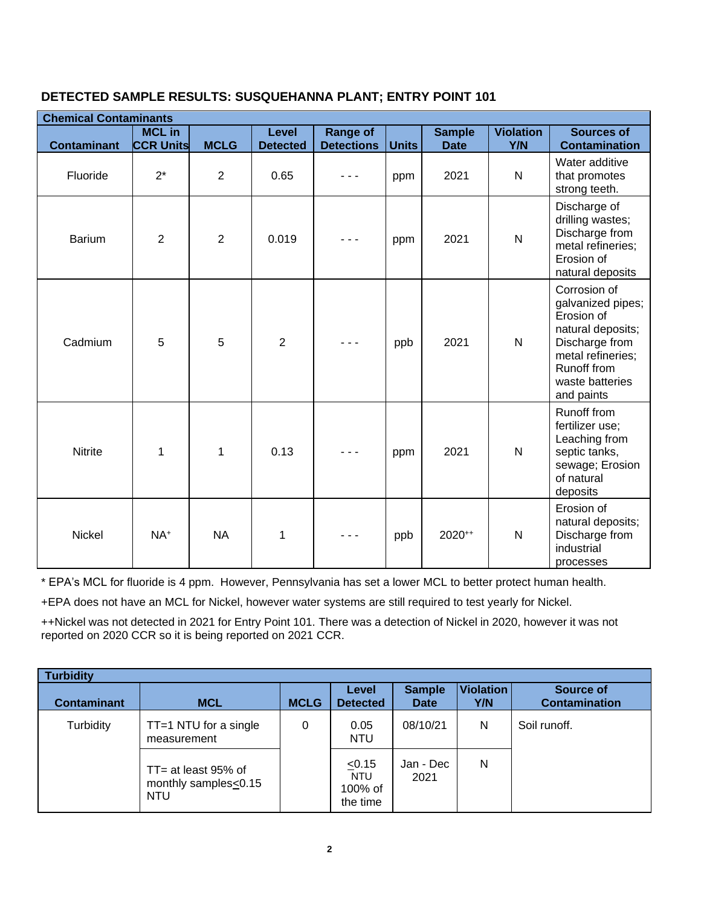## DETECTED SAMPLE RESULTS: SUSQUEHANNA PLANT; ENTRY POINT 101

| Chemical Contaminants | | | | | | | | |
|---|---|---|---|---|---|---|---|---|
| **Contaminant** | **MCL in CCR Units** | **MCLG** | **Level Detected** | **Range of Detections** | **Units** | **Sample Date** | **Violation Y/N** | **Sources of Contamination** |
| Fluoride | 2* | 2 | 0.65 | - - - | ppm | 2021 | N | Water additive that promotes strong teeth. |
| Barium | 2 | 2 | 0.019 | - - - | ppm | 2021 | N | Discharge of drilling wastes; Discharge from metal refineries; Erosion of natural deposits |
| Cadmium | 5 | 5 | 2 | - - - | ppb | 2021 | N | Corrosion of galvanized pipes; Erosion of natural deposits; Discharge from metal refineries; Runoff from waste batteries and paints |
| Nitrite | 1 | 1 | 0.13 | - - - | ppm | 2021 | N | Runoff from fertilizer use; Leaching from septic tanks, sewage; Erosion of natural deposits |
| Nickel | NA+ | NA | 1 | - - - | ppb | 2020++ | N | Erosion of natural deposits; Discharge from industrial processes |

* EPA's MCL for fluoride is 4 ppm. However, Pennsylvania has set a lower MCL to better protect human health.

+EPA does not have an MCL for Nickel, however water systems are still required to test yearly for Nickel.

++Nickel was not detected in 2021 for Entry Point 101. There was a detection of Nickel in 2020, however it was not reported on 2020 CCR so it is being reported on 2021 CCR.

| Turbidity | | | | | | |
|---|---|---|---|---|---|---|
| **Contaminant** | **MCL** | **MCLG** | **Level Detected** | **Sample Date** | **Violation Y/N** | **Source of Contamination** |
| Turbidity | TT=1 NTU for a single measurement | 0 | 0.05 NTU | 08/10/21 | N | Soil runoff. |
| | TT= at least 95% of monthly samples≤0.15 NTU | | ≤0.15 NTU 100% of the time | Jan - Dec 2021 | N | |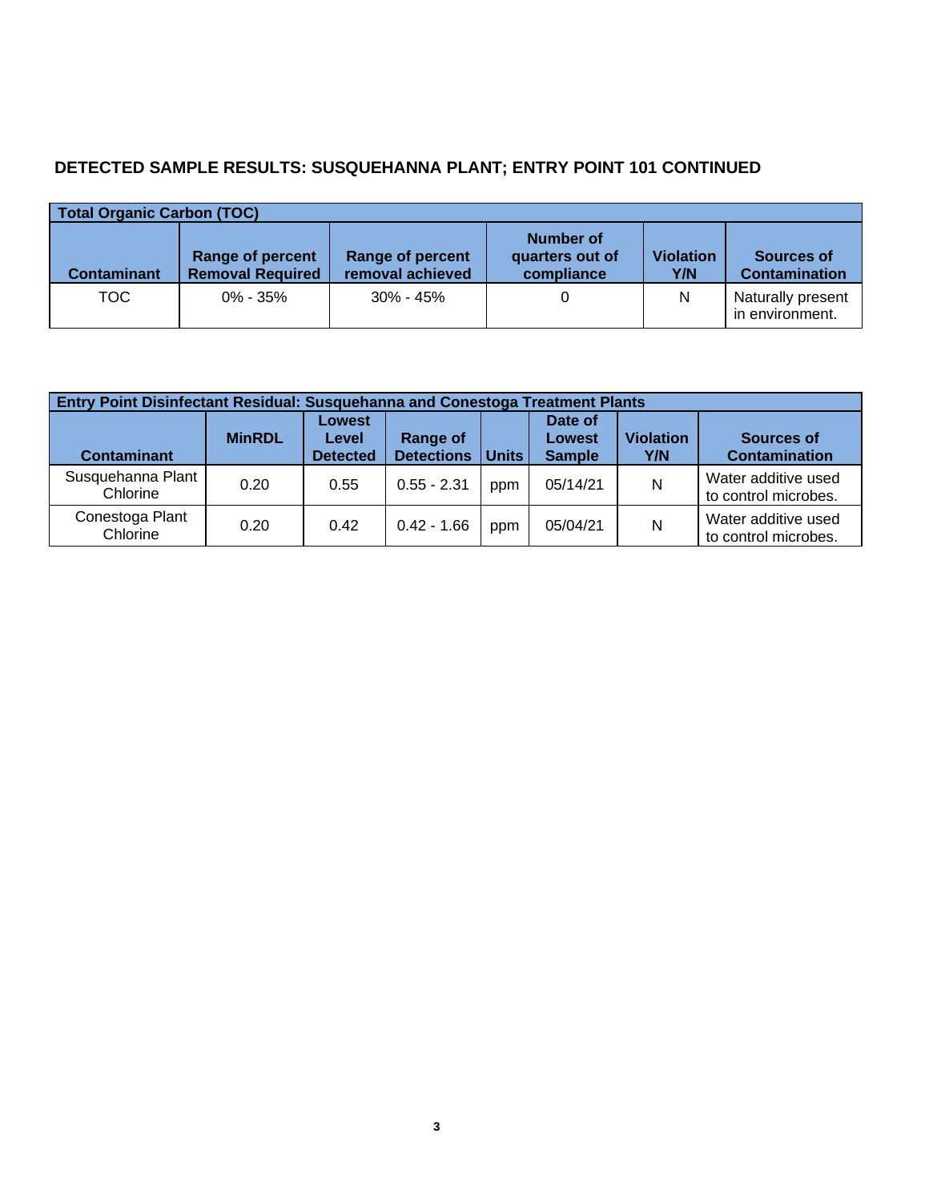## DETECTED SAMPLE RESULTS: SUSQUEHANNA PLANT; ENTRY POINT 101 CONTINUED

| Total Organic Carbon (TOC) | | | | | |
|---|---|---|---|---|---|
| Contaminant | Range of percent Removal Required | Range of percent removal achieved | Number of quarters out of compliance | Violation Y/N | Sources of Contamination |
| TOC | 0% - 35% | 30% - 45% | 0 | N | Naturally present in environment. |

| Entry Point Disinfectant Residual: Susquehanna and Conestoga Treatment Plants | | | | | | | |
|---|---|---|---|---|---|---|---|
| Contaminant | MinRDL | Lowest Level Detected | Range of Detections | Units | Date of Lowest Sample | Violation Y/N | Sources of Contamination |
| Susquehanna Plant Chlorine | 0.20 | 0.55 | 0.55 - 2.31 | ppm | 05/14/21 | N | Water additive used to control microbes. |
| Conestoga Plant Chlorine | 0.20 | 0.42 | 0.42 - 1.66 | ppm | 05/04/21 | N | Water additive used to control microbes. |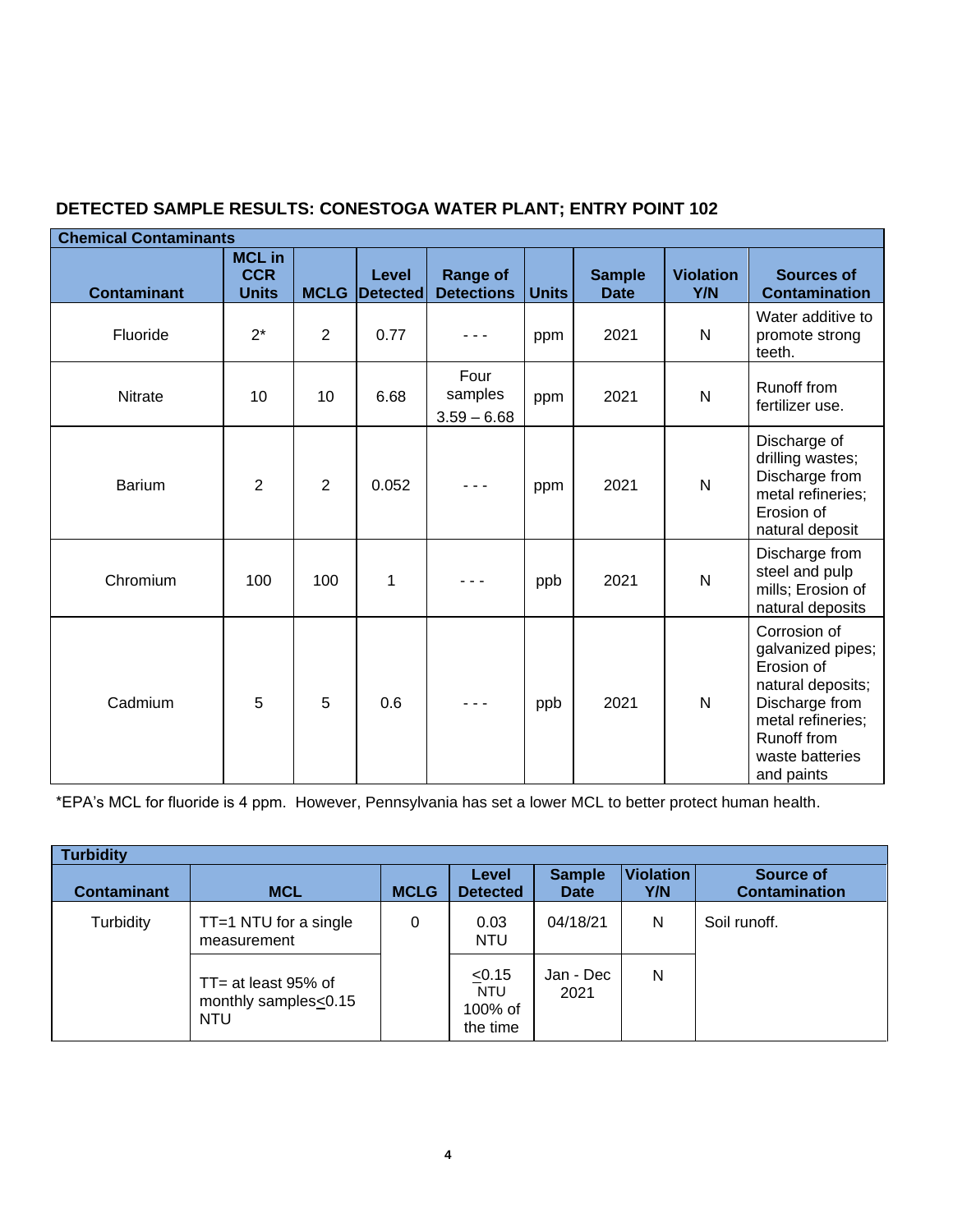## DETECTED SAMPLE RESULTS: CONESTOGA WATER PLANT; ENTRY POINT 102

| Chemical Contaminants | | | | | | | | |
|---|---|---|---|---|---|---|---|---|
| **Contaminant** | **MCL in CCR Units** | **MCLG** | **Level Detected** | **Range of Detections** | **Units** | **Sample Date** | **Violation Y/N** | **Sources of Contamination** |
| Fluoride | 2* | 2 | 0.77 | - - - | ppm | 2021 | N | Water additive to promote strong teeth. |
| Nitrate | 10 | 10 | 6.68 | Four samples 3.59 – 6.68 | ppm | 2021 | N | Runoff from fertilizer use. |
| Barium | 2 | 2 | 0.052 | - - - | ppm | 2021 | N | Discharge of drilling wastes; Discharge from metal refineries; Erosion of natural deposit |
| Chromium | 100 | 100 | 1 | - - - | ppb | 2021 | N | Discharge from steel and pulp mills; Erosion of natural deposits |
| Cadmium | 5 | 5 | 0.6 | - - - | ppb | 2021 | N | Corrosion of galvanized pipes; Erosion of natural deposits; Discharge from metal refineries; Runoff from waste batteries and paints |

*EPA's MCL for fluoride is 4 ppm. However, Pennsylvania has set a lower MCL to better protect human health.

| Turbidity | | | | | | |
|---|---|---|---|---|---|---|
| **Contaminant** | **MCL** | **MCLG** | **Level Detected** | **Sample Date** | **Violation Y/N** | **Source of Contamination** |
| Turbidity | TT=1 NTU for a single measurement | 0 | 0.03 NTU | 04/18/21 | N | Soil runoff. |
| | TT= at least 95% of monthly samples≤0.15 NTU | | ≤0.15 NTU 100% of the time | Jan - Dec 2021 | N | |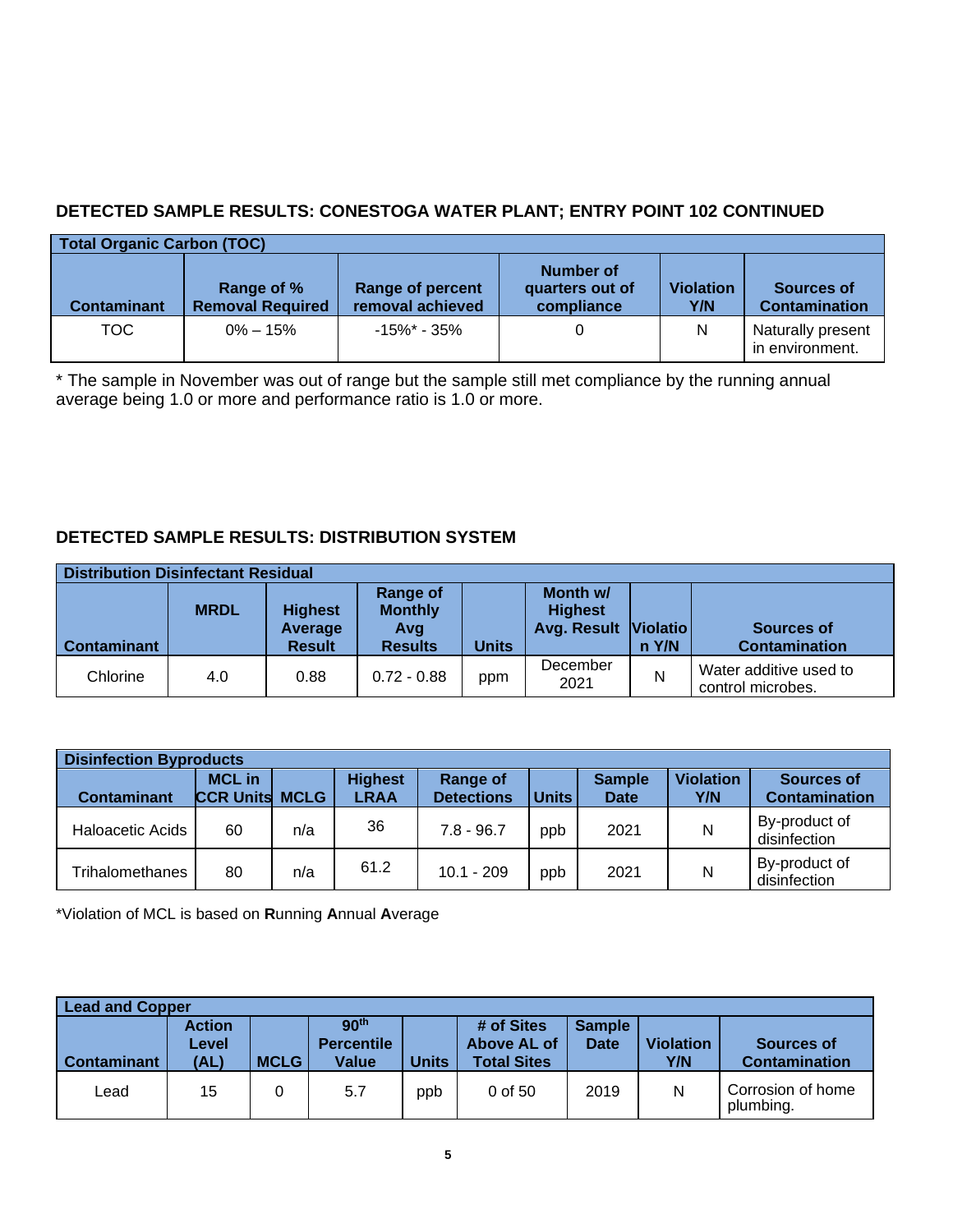### DETECTED SAMPLE RESULTS: CONESTOGA WATER PLANT; ENTRY POINT 102 CONTINUED

| Total Organic Carbon (TOC) | | | | | |
|---|---|---|---|---|---|
| **Contaminant** | **Range of % Removal Required** | **Range of percent removal achieved** | **Number of quarters out of compliance** | **Violation Y/N** | **Sources of Contamination** |
| TOC | 0% – 15% | -15%* - 35% | 0 | N | Naturally present in environment. |

* The sample in November was out of range but the sample still met compliance by the running annual average being 1.0 or more and performance ratio is 1.0 or more.

### DETECTED SAMPLE RESULTS: DISTRIBUTION SYSTEM

| Distribution Disinfectant Residual | | | | | | | |
|---|---|---|---|---|---|---|---|
| **Contaminant** | **MRDL** | **Highest Average Result** | **Range of Monthly Avg Results** | **Units** | **Month w/ Highest Avg. Result** | **Violation Y/N** | **Sources of Contamination** |
| Chlorine | 4.0 | 0.88 | 0.72 - 0.88 | ppm | December 2021 | N | Water additive used to control microbes. |

| Disinfection Byproducts | | | | | | | | |
|---|---|---|---|---|---|---|---|---|
| **Contaminant** | **MCL in CCR Units** | **MCLG** | **Highest LRAA** | **Range of Detections** | **Units** | **Sample Date** | **Violation Y/N** | **Sources of Contamination** |
| Haloacetic Acids | 60 | n/a | 36 | 7.8 - 96.7 | ppb | 2021 | N | By-product of disinfection |
| Trihalomethanes | 80 | n/a | 61.2 | 10.1 - 209 | ppb | 2021 | N | By-product of disinfection |

*Violation of MCL is based on **R**unning **A**nnual **A**verage

| Lead and Copper | | | | | | | | |
|---|---|---|---|---|---|---|---|---|
| **Contaminant** | **Action Level (AL)** | **MCLG** | **90th Percentile Value** | **Units** | **# of Sites Above AL of Total Sites** | **Sample Date** | **Violation Y/N** | **Sources of Contamination** |
| Lead | 15 | 0 | 5.7 | ppb | 0 of 50 | 2019 | N | Corrosion of home plumbing. |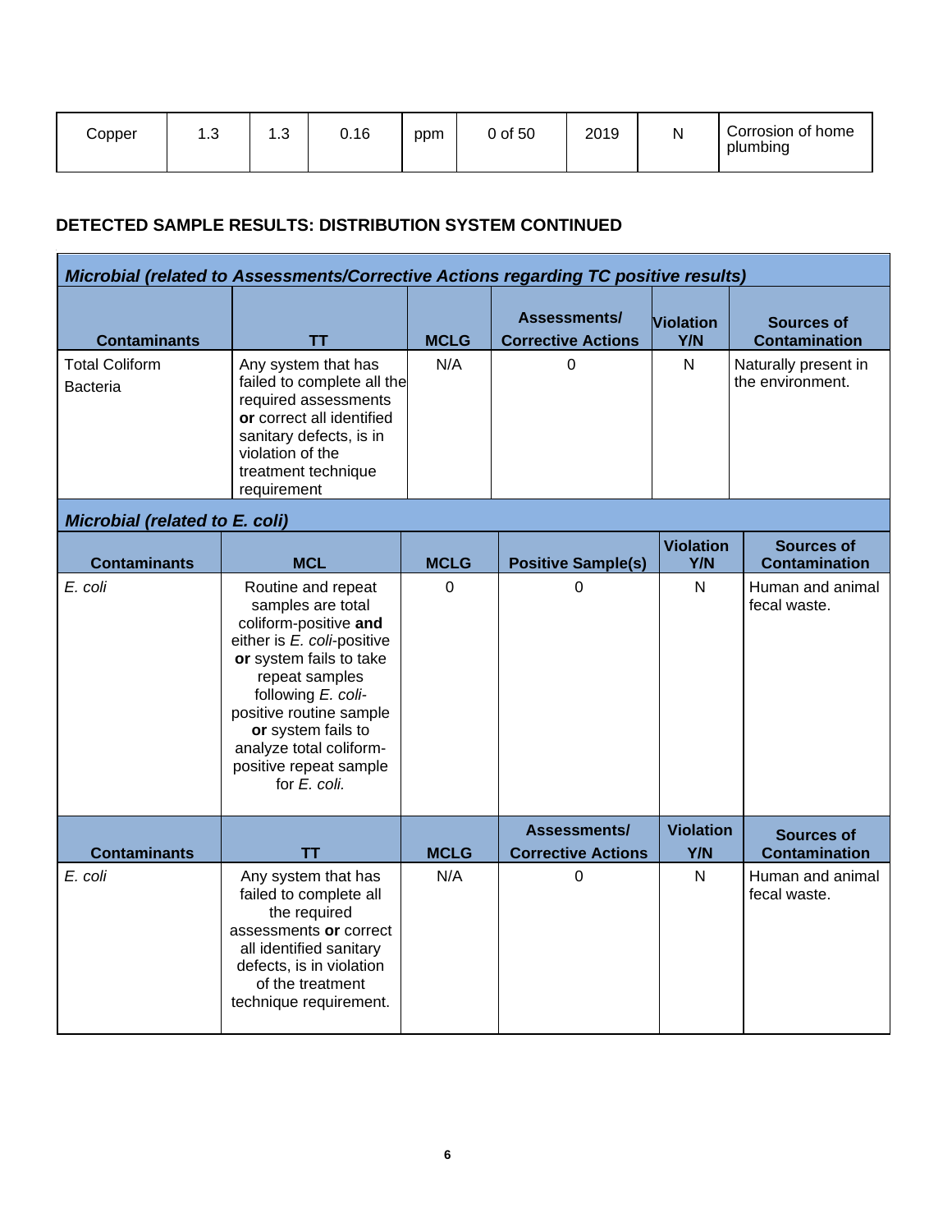| Copper | 1.3 | 1.3 | 0.16 | ppm | 0 of 50 | 2019 | N | Corrosion of home plumbing |
|---|---|---|---|---|---|---|---|---|

**DETECTED SAMPLE RESULTS: DISTRIBUTION SYSTEM CONTINUED**

***Microbial (related to Assessments/Corrective Actions regarding TC positive results)***

| Contaminants | TT | MCLG | Assessments/ Corrective Actions | Violation Y/N | Sources of Contamination |
|---|---|---|---|---|---|
| Total Coliform Bacteria | Any system that has failed to complete all the required assessments **or** correct all identified sanitary defects, is in violation of the treatment technique requirement | N/A | 0 | N | Naturally present in the environment. |

***Microbial (related to E. coli)***

| Contaminants | MCL | MCLG | Positive Sample(s) | Violation Y/N | Sources of Contamination |
|---|---|---|---|---|---|
| *E. coli* | Routine and repeat samples are total coliform-positive **and** either is *E. coli*-positive **or** system fails to take repeat samples following *E. coli*-positive routine sample **or** system fails to analyze total coliform-positive repeat sample for *E. coli.* | 0 | 0 | N | Human and animal fecal waste. |

| Contaminants | TT | MCLG | Assessments/ Corrective Actions | Violation Y/N | Sources of Contamination |
|---|---|---|---|---|---|
| *E. coli* | Any system that has failed to complete all the required assessments **or** correct all identified sanitary defects, is in violation of the treatment technique requirement. | N/A | 0 | N | Human and animal fecal waste. |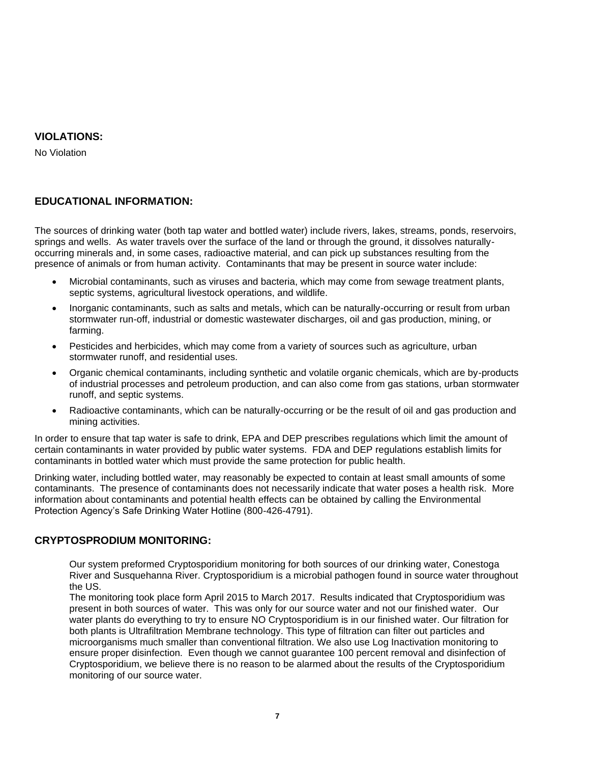## VIOLATIONS:

No Violation

## EDUCATIONAL INFORMATION:

The sources of drinking water (both tap water and bottled water) include rivers, lakes, streams, ponds, reservoirs, springs and wells. As water travels over the surface of the land or through the ground, it dissolves naturally-occurring minerals and, in some cases, radioactive material, and can pick up substances resulting from the presence of animals or from human activity. Contaminants that may be present in source water include:

- Microbial contaminants, such as viruses and bacteria, which may come from sewage treatment plants, septic systems, agricultural livestock operations, and wildlife.
- Inorganic contaminants, such as salts and metals, which can be naturally-occurring or result from urban stormwater run-off, industrial or domestic wastewater discharges, oil and gas production, mining, or farming.
- Pesticides and herbicides, which may come from a variety of sources such as agriculture, urban stormwater runoff, and residential uses.
- Organic chemical contaminants, including synthetic and volatile organic chemicals, which are by-products of industrial processes and petroleum production, and can also come from gas stations, urban stormwater runoff, and septic systems.
- Radioactive contaminants, which can be naturally-occurring or be the result of oil and gas production and mining activities.

In order to ensure that tap water is safe to drink, EPA and DEP prescribes regulations which limit the amount of certain contaminants in water provided by public water systems. FDA and DEP regulations establish limits for contaminants in bottled water which must provide the same protection for public health.

Drinking water, including bottled water, may reasonably be expected to contain at least small amounts of some contaminants. The presence of contaminants does not necessarily indicate that water poses a health risk. More information about contaminants and potential health effects can be obtained by calling the Environmental Protection Agency's Safe Drinking Water Hotline (800-426-4791).

## CRYPTOSPRODIUM MONITORING:

Our system preformed Cryptosporidium monitoring for both sources of our drinking water, Conestoga River and Susquehanna River. Cryptosporidium is a microbial pathogen found in source water throughout the US.
The monitoring took place form April 2015 to March 2017. Results indicated that Cryptosporidium was present in both sources of water. This was only for our source water and not our finished water. Our water plants do everything to try to ensure NO Cryptosporidium is in our finished water. Our filtration for both plants is Ultrafiltration Membrane technology. This type of filtration can filter out particles and microorganisms much smaller than conventional filtration. We also use Log Inactivation monitoring to ensure proper disinfection. Even though we cannot guarantee 100 percent removal and disinfection of Cryptosporidium, we believe there is no reason to be alarmed about the results of the Cryptosporidium monitoring of our source water.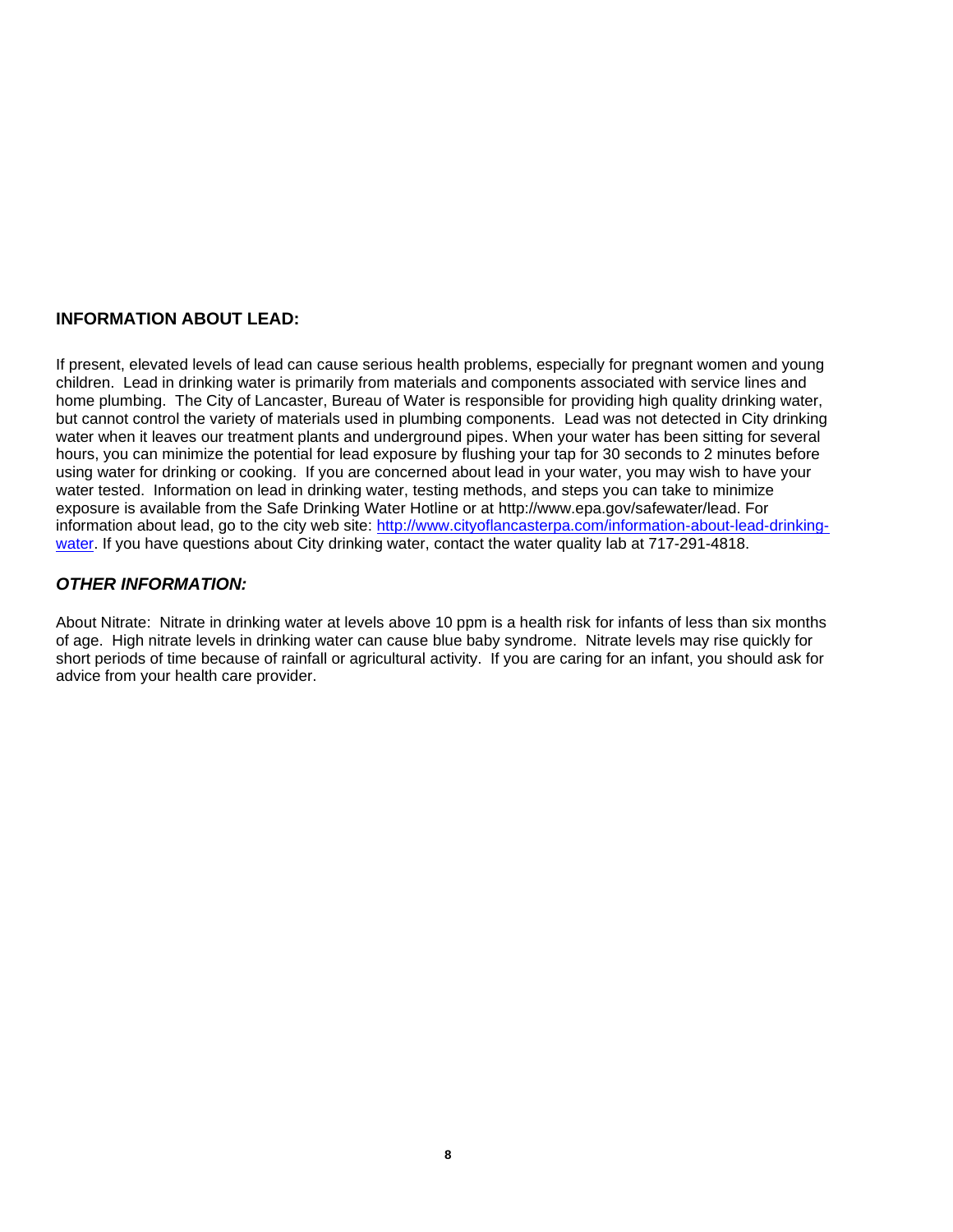## INFORMATION ABOUT LEAD:

If present, elevated levels of lead can cause serious health problems, especially for pregnant women and young children. Lead in drinking water is primarily from materials and components associated with service lines and home plumbing. The City of Lancaster, Bureau of Water is responsible for providing high quality drinking water, but cannot control the variety of materials used in plumbing components. Lead was not detected in City drinking water when it leaves our treatment plants and underground pipes. When your water has been sitting for several hours, you can minimize the potential for lead exposure by flushing your tap for 30 seconds to 2 minutes before using water for drinking or cooking. If you are concerned about lead in your water, you may wish to have your water tested. Information on lead in drinking water, testing methods, and steps you can take to minimize exposure is available from the Safe Drinking Water Hotline or at http://www.epa.gov/safewater/lead. For information about lead, go to the city web site: [http://www.cityoflancasterpa.com/information-about-lead-drinking-water](http://www.cityoflancasterpa.com/information-about-lead-drinking-water). If you have questions about City drinking water, contact the water quality lab at 717-291-4818.

## *OTHER INFORMATION:*

About Nitrate: Nitrate in drinking water at levels above 10 ppm is a health risk for infants of less than six months of age. High nitrate levels in drinking water can cause blue baby syndrome. Nitrate levels may rise quickly for short periods of time because of rainfall or agricultural activity. If you are caring for an infant, you should ask for advice from your health care provider.